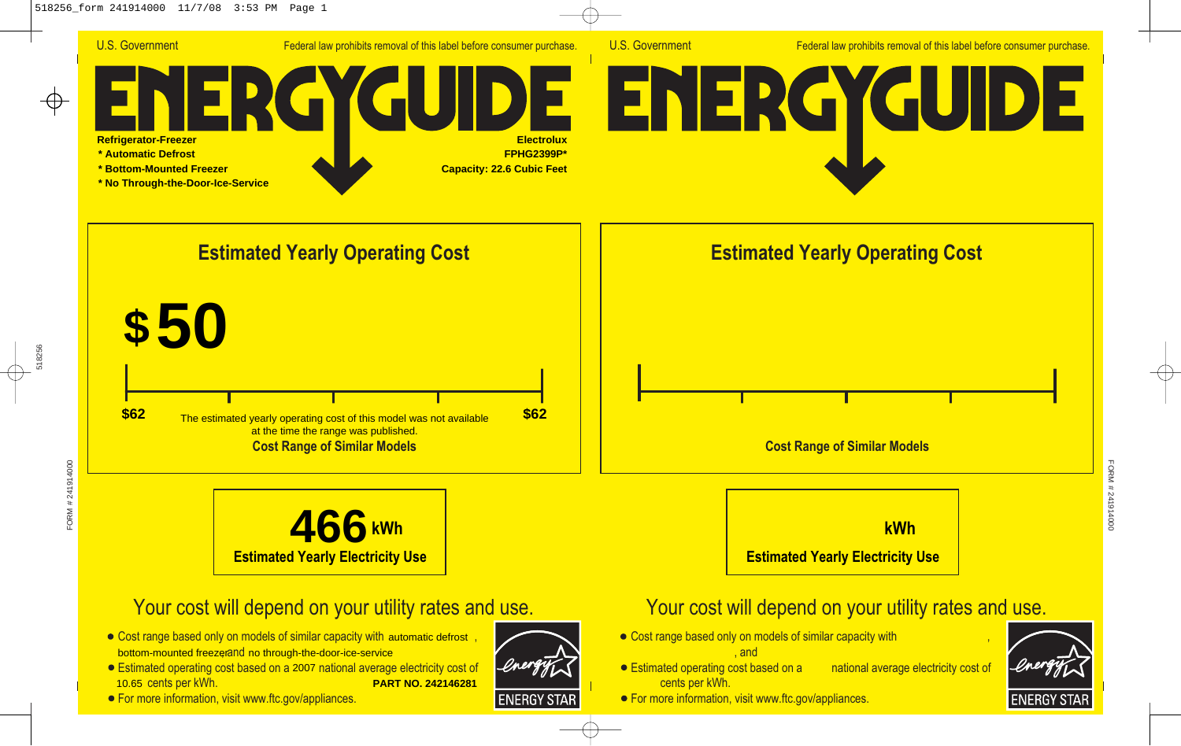U.S. Government — Federal law prohibits removal of this label before consumer purchase.

# ENERGYGUIDE

**Refrigerator-Freezer**
**\* Automatic Defrost**
**\* Bottom-Mounted Freezer**
**\* No Through-the-Door-Ice-Service**

**Electrolux**
**FPHG2399P\***
**Capacity: 22.6 Cubic Feet**

## Estimated Yearly Operating Cost

# $50

**$62** — The estimated yearly operating cost of this model was not available at the time the range was published. — **$62**

**Cost Range of Similar Models**

# 466 kWh

**Estimated Yearly Electricity Use**

## Your cost will depend on your utility rates and use.

- Cost range based only on models of similar capacity with automatic defrost, bottom-mounted freezer, and no through-the-door-ice-service
- Estimated operating cost based on a 2007 national average electricity cost of 10.65 cents per kWh.
- For more information, visit www.ftc.gov/appliances.

**PART NO. 242146281**

ENERGY STAR

U.S. Government — Federal law prohibits removal of this label before consumer purchase.

# ENERGYGUIDE

## Estimated Yearly Operating Cost

**Cost Range of Similar Models**

**kWh**

**Estimated Yearly Electricity Use**

## Your cost will depend on your utility rates and use.

- Cost range based only on models of similar capacity with , , and
- Estimated operating cost based on a national average electricity cost of cents per kWh.
- For more information, visit www.ftc.gov/appliances.

ENERGY STAR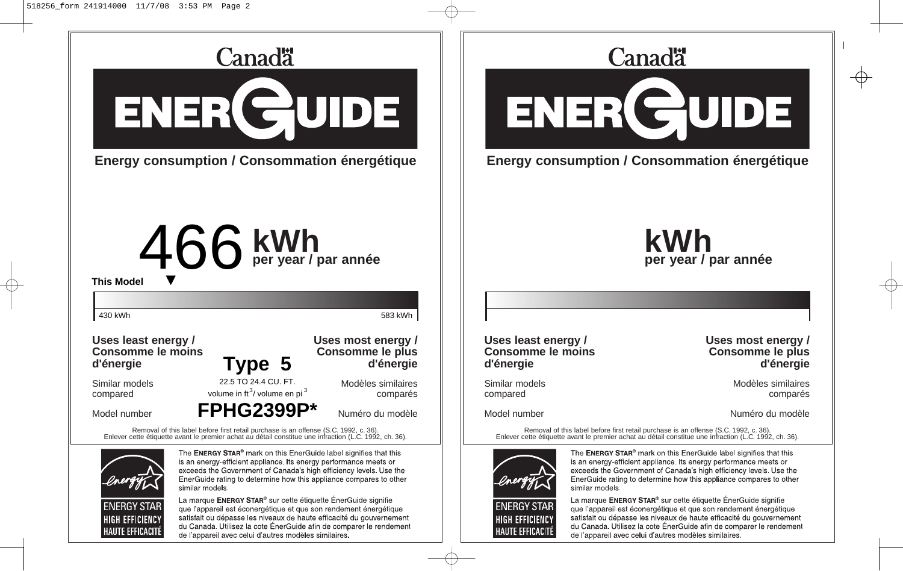Canada

# ENERGUIDE

## Energy consumption / Consommation énergétique

466 **kWh**
**per year / par année**

**This Model**

430 kWh

583 kWh

**Uses least energy / Consomme le moins d'énergie**

**Uses most energy / Consomme le plus d'énergie**

**Type 5**

Similar models compared

22.5 TO 24.4 CU. FT.
volume in $ft^3$/ volume en $pi^3$

Modèles similaires comparés

Model number

**FPHG2399P***

Numéro du modèle

Removal of this label before first retail purchase is an offense (S.C. 1992, c. 36).
Enlever cette étiquette avant le premier achat au détail constitue une infraction (L.C. 1992, ch. 36).

ENERGY STAR
HIGH EFFICIENCY
HAUTE EFFICACITÉ

The **ENERGY STAR®** mark on this EnerGuide label signifies that this is an energy-efficient appliance. Its energy performance meets or exceeds the Government of Canada's high efficiency levels. Use the EnerGuide rating to determine how this appliance compares to other similar models.

La marque **ENERGY STAR®** sur cette étiquette ÉnerGuide signifie que l'appareil est éconergétique et que son rendement énergétique satisfait ou dépasse les niveaux de haute efficacité du gouvernement du Canada. Utilisez la cote ÉnerGuide afin de comparer le rendement de l'appareil avec celui d'autres modèles similaires.

---

Canada

# ENERGUIDE

## Energy consumption / Consommation énergétique

**kWh**
**per year / par année**

**Uses least energy / Consomme le moins d'énergie**

**Uses most energy / Consomme le plus d'énergie**

Similar models compared

Modèles similaires comparés

Model number

Numéro du modèle

Removal of this label before first retail purchase is an offense (S.C. 1992, c. 36).
Enlever cette étiquette avant le premier achat au détail constitue une infraction (L.C. 1992, ch. 36).

ENERGY STAR
HIGH EFFICIENCY
HAUTE EFFICACITÉ

The **ENERGY STAR®** mark on this EnerGuide label signifies that this is an energy-efficient appliance. Its energy performance meets or exceeds the Government of Canada's high efficiency levels. Use the EnerGuide rating to determine how this appliance compares to other similar models.

La marque **ENERGY STAR®** sur cette étiquette ÉnerGuide signifie que l'appareil est éconergétique et que son rendement énergétique satisfait ou dépasse les niveaux de haute efficacité du gouvernement du Canada. Utilisez la cote ÉnerGuide afin de comparer le rendement de l'appareil avec celui d'autres modèles similaires.